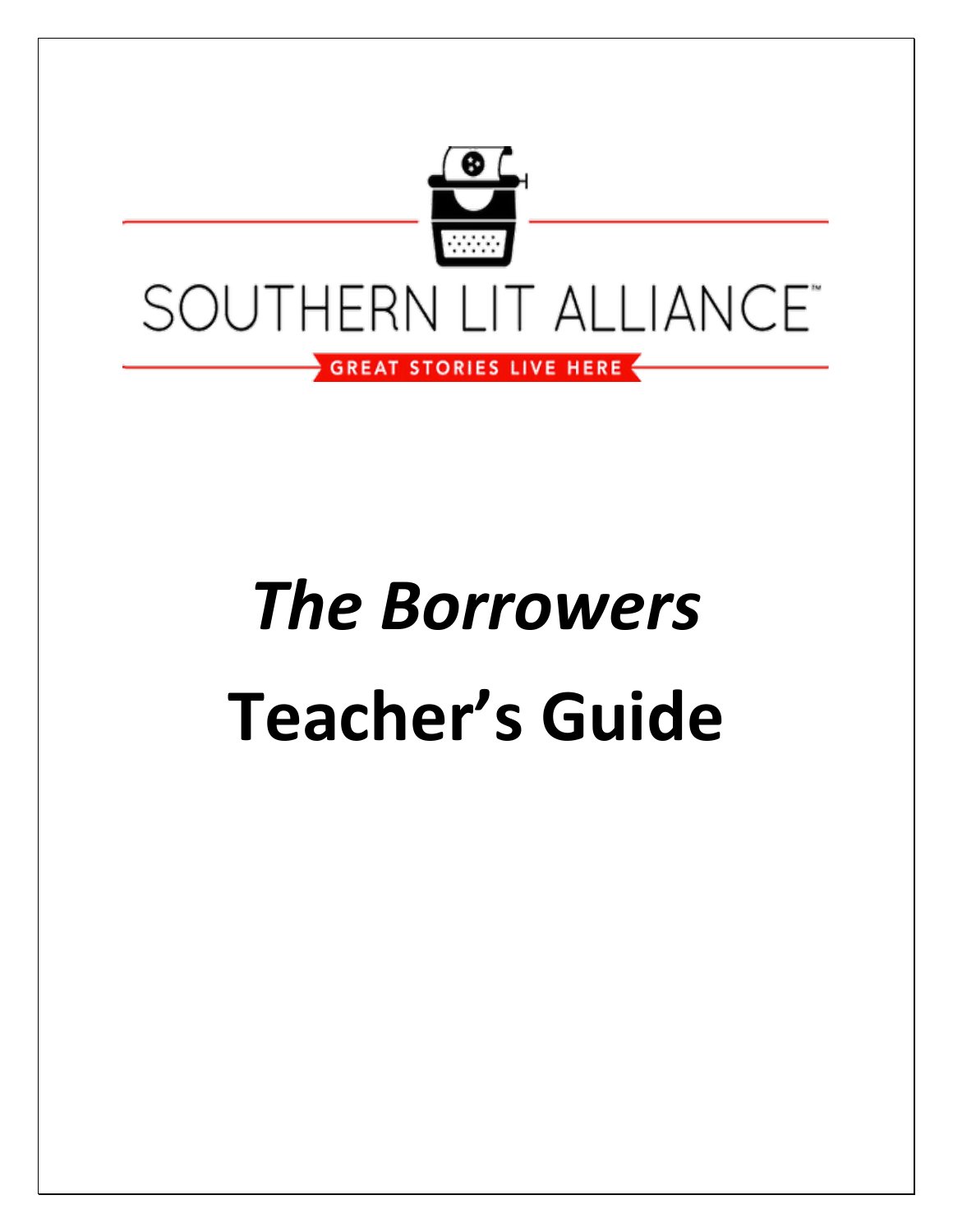SOUTHERN LIT ALLIANCE™

GREAT STORIES LIVE HERE

# *The Borrowers*

# Teacher's Guide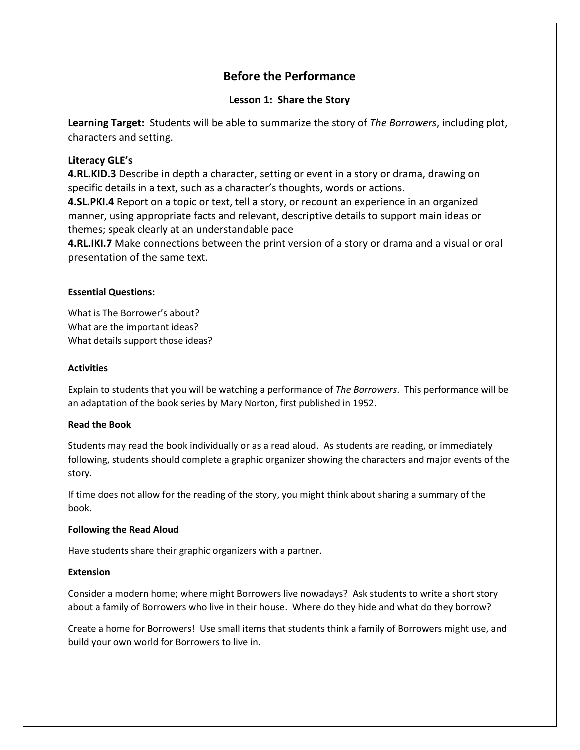## Before the Performance

### Lesson 1: Share the Story

**Learning Target:** Students will be able to summarize the story of *The Borrowers*, including plot, characters and setting.

**Literacy GLE's**

**4.RL.KID.3** Describe in depth a character, setting or event in a story or drama, drawing on specific details in a text, such as a character's thoughts, words or actions.

**4.SL.PKI.4** Report on a topic or text, tell a story, or recount an experience in an organized manner, using appropriate facts and relevant, descriptive details to support main ideas or themes; speak clearly at an understandable pace

**4.RL.IKI.7** Make connections between the print version of a story or drama and a visual or oral presentation of the same text.

**Essential Questions:**

What is The Borrower's about?
What are the important ideas?
What details support those ideas?

**Activities**

Explain to students that you will be watching a performance of *The Borrowers*. This performance will be an adaptation of the book series by Mary Norton, first published in 1952.

**Read the Book**

Students may read the book individually or as a read aloud. As students are reading, or immediately following, students should complete a graphic organizer showing the characters and major events of the story.

If time does not allow for the reading of the story, you might think about sharing a summary of the book.

**Following the Read Aloud**

Have students share their graphic organizers with a partner.

**Extension**

Consider a modern home; where might Borrowers live nowadays? Ask students to write a short story about a family of Borrowers who live in their house. Where do they hide and what do they borrow?

Create a home for Borrowers! Use small items that students think a family of Borrowers might use, and build your own world for Borrowers to live in.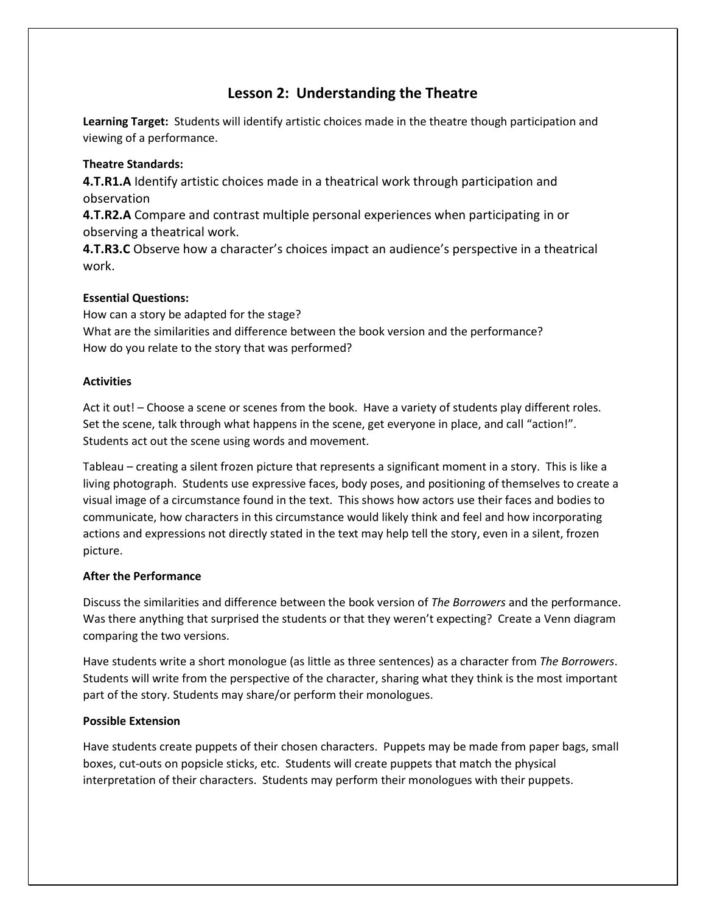## Lesson 2: Understanding the Theatre

**Learning Target:** Students will identify artistic choices made in the theatre though participation and viewing of a performance.

**Theatre Standards:**

**4.T.R1.A** Identify artistic choices made in a theatrical work through participation and observation

**4.T.R2.A** Compare and contrast multiple personal experiences when participating in or observing a theatrical work.

**4.T.R3.C** Observe how a character's choices impact an audience's perspective in a theatrical work.

**Essential Questions:**

How can a story be adapted for the stage?
What are the similarities and difference between the book version and the performance?
How do you relate to the story that was performed?

**Activities**

Act it out! – Choose a scene or scenes from the book. Have a variety of students play different roles. Set the scene, talk through what happens in the scene, get everyone in place, and call "action!". Students act out the scene using words and movement.

Tableau – creating a silent frozen picture that represents a significant moment in a story. This is like a living photograph. Students use expressive faces, body poses, and positioning of themselves to create a visual image of a circumstance found in the text. This shows how actors use their faces and bodies to communicate, how characters in this circumstance would likely think and feel and how incorporating actions and expressions not directly stated in the text may help tell the story, even in a silent, frozen picture.

**After the Performance**

Discuss the similarities and difference between the book version of *The Borrowers* and the performance. Was there anything that surprised the students or that they weren't expecting? Create a Venn diagram comparing the two versions.

Have students write a short monologue (as little as three sentences) as a character from *The Borrowers*. Students will write from the perspective of the character, sharing what they think is the most important part of the story. Students may share/or perform their monologues.

**Possible Extension**

Have students create puppets of their chosen characters. Puppets may be made from paper bags, small boxes, cut-outs on popsicle sticks, etc. Students will create puppets that match the physical interpretation of their characters. Students may perform their monologues with their puppets.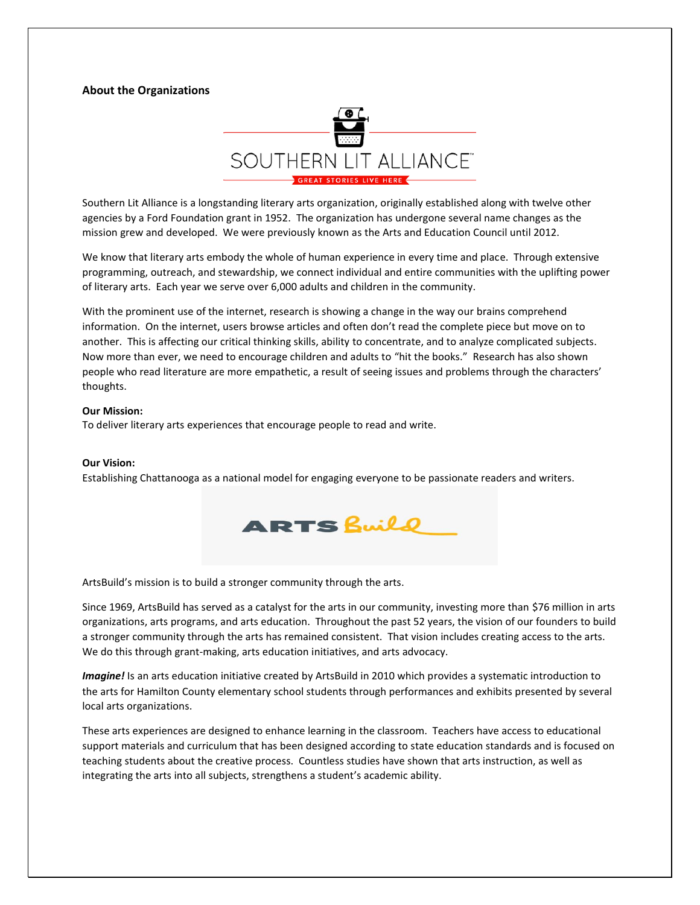**About the Organizations**

SOUTHERN LIT ALLIANCE

GREAT STORIES LIVE HERE

Southern Lit Alliance is a longstanding literary arts organization, originally established along with twelve other agencies by a Ford Foundation grant in 1952. The organization has undergone several name changes as the mission grew and developed. We were previously known as the Arts and Education Council until 2012.

We know that literary arts embody the whole of human experience in every time and place. Through extensive programming, outreach, and stewardship, we connect individual and entire communities with the uplifting power of literary arts. Each year we serve over 6,000 adults and children in the community.

With the prominent use of the internet, research is showing a change in the way our brains comprehend information. On the internet, users browse articles and often don't read the complete piece but move on to another. This is affecting our critical thinking skills, ability to concentrate, and to analyze complicated subjects. Now more than ever, we need to encourage children and adults to "hit the books." Research has also shown people who read literature are more empathetic, a result of seeing issues and problems through the characters' thoughts.

**Our Mission:**
To deliver literary arts experiences that encourage people to read and write.

**Our Vision:**
Establishing Chattanooga as a national model for engaging everyone to be passionate readers and writers.

ARTS Build

ArtsBuild's mission is to build a stronger community through the arts.

Since 1969, ArtsBuild has served as a catalyst for the arts in our community, investing more than $76 million in arts organizations, arts programs, and arts education. Throughout the past 52 years, the vision of our founders to build a stronger community through the arts has remained consistent. That vision includes creating access to the arts. We do this through grant-making, arts education initiatives, and arts advocacy.

***Imagine!*** Is an arts education initiative created by ArtsBuild in 2010 which provides a systematic introduction to the arts for Hamilton County elementary school students through performances and exhibits presented by several local arts organizations.

These arts experiences are designed to enhance learning in the classroom. Teachers have access to educational support materials and curriculum that has been designed according to state education standards and is focused on teaching students about the creative process. Countless studies have shown that arts instruction, as well as integrating the arts into all subjects, strengthens a student's academic ability.